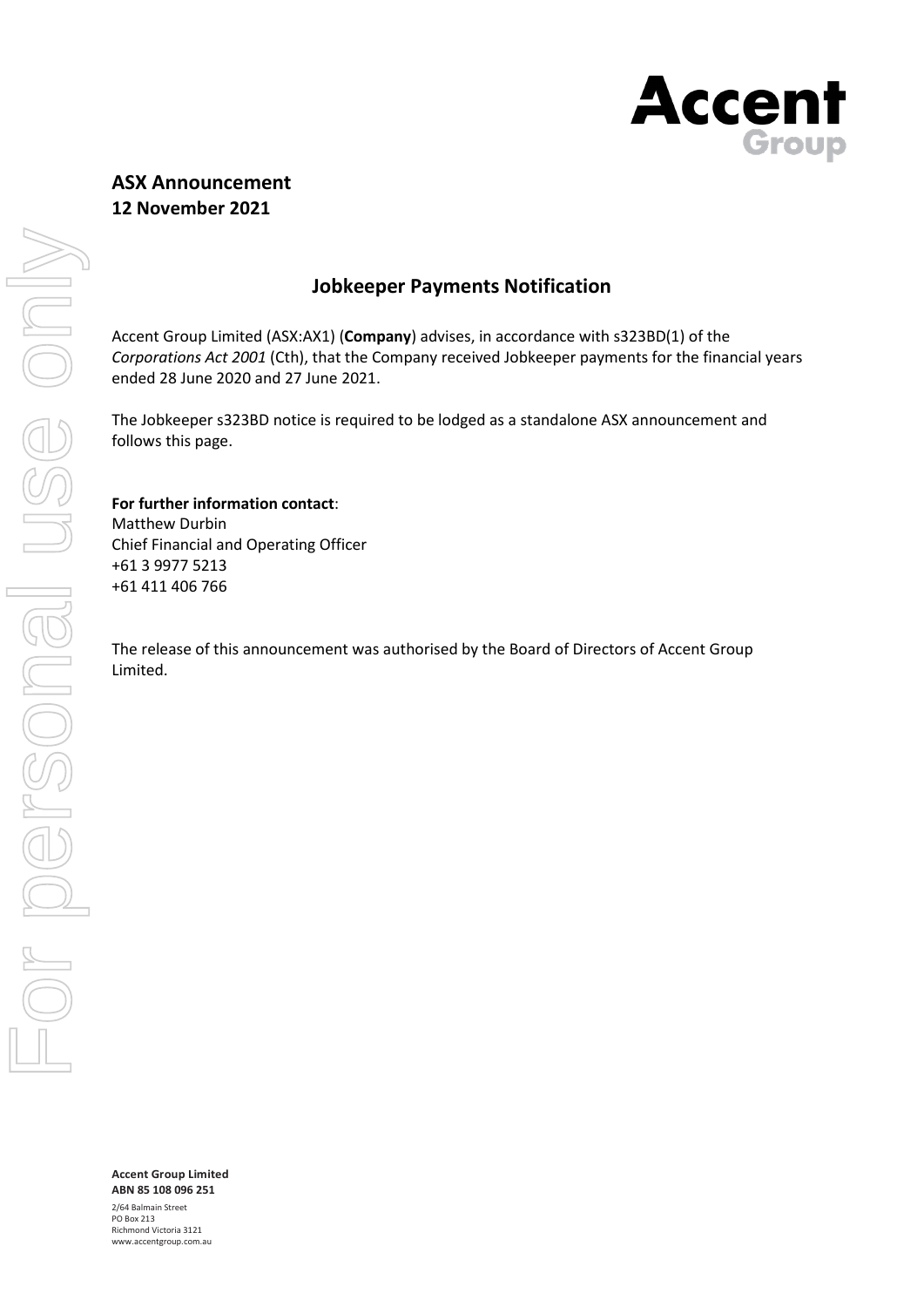**ASX Announcement**
**12 November 2021**

## Jobkeeper Payments Notification

Accent Group Limited (ASX:AX1) (**Company**) advises, in accordance with s323BD(1) of the *Corporations Act 2001* (Cth), that the Company received Jobkeeper payments for the financial years ended 28 June 2020 and 27 June 2021.

The Jobkeeper s323BD notice is required to be lodged as a standalone ASX announcement and follows this page.

**For further information contact**:
Matthew Durbin
Chief Financial and Operating Officer
+61 3 9977 5213
+61 411 406 766

The release of this announcement was authorised by the Board of Directors of Accent Group Limited.

**Accent Group Limited**
**ABN 85 108 096 251**
2/64 Balmain Street
PO Box 213
Richmond Victoria 3121
www.accentgroup.com.au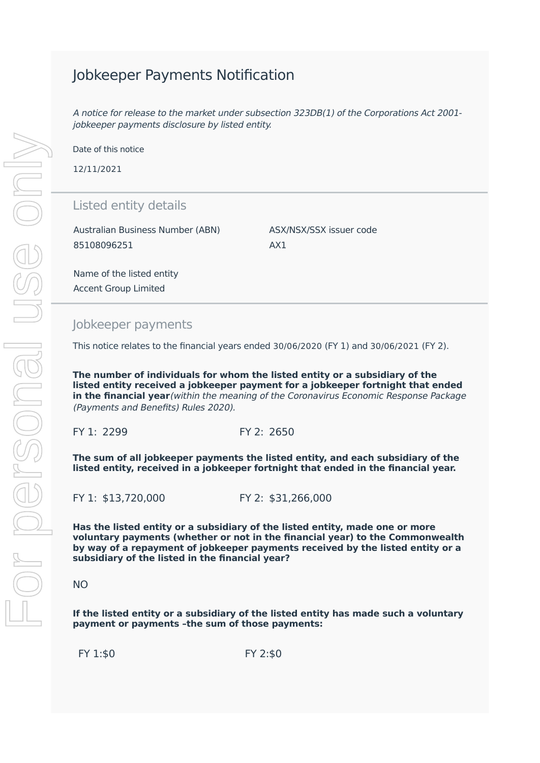# Jobkeeper Payments Notification

*A notice for release to the market under subsection 323DB(1) of the Corporations Act 2001-jobkeeper payments disclosure by listed entity.*

Date of this notice

12/11/2021

## Listed entity details

Australian Business Number (ABN)

85108096251

ASX/NSX/SSX issuer code

AX1

Name of the listed entity

Accent Group Limited

## Jobkeeper payments

This notice relates to the financial years ended 30/06/2020 (FY 1) and 30/06/2021 (FY 2).

**The number of individuals for whom the listed entity or a subsidiary of the listed entity received a jobkeeper payment for a jobkeeper fortnight that ended in the financial year***(within the meaning of the Coronavirus Economic Response Package (Payments and Benefits) Rules 2020).*

FY 1: 2299

FY 2: 2650

**The sum of all jobkeeper payments the listed entity, and each subsidiary of the listed entity, received in a jobkeeper fortnight that ended in the financial year.**

FY 1: $13,720,000

FY 2: $31,266,000

**Has the listed entity or a subsidiary of the listed entity, made one or more voluntary payments (whether or not in the financial year) to the Commonwealth by way of a repayment of jobkeeper payments received by the listed entity or a subsidiary of the listed in the financial year?**

NO

**If the listed entity or a subsidiary of the listed entity has made such a voluntary payment or payments –the sum of those payments:**

FY 1:$0

FY 2:$0